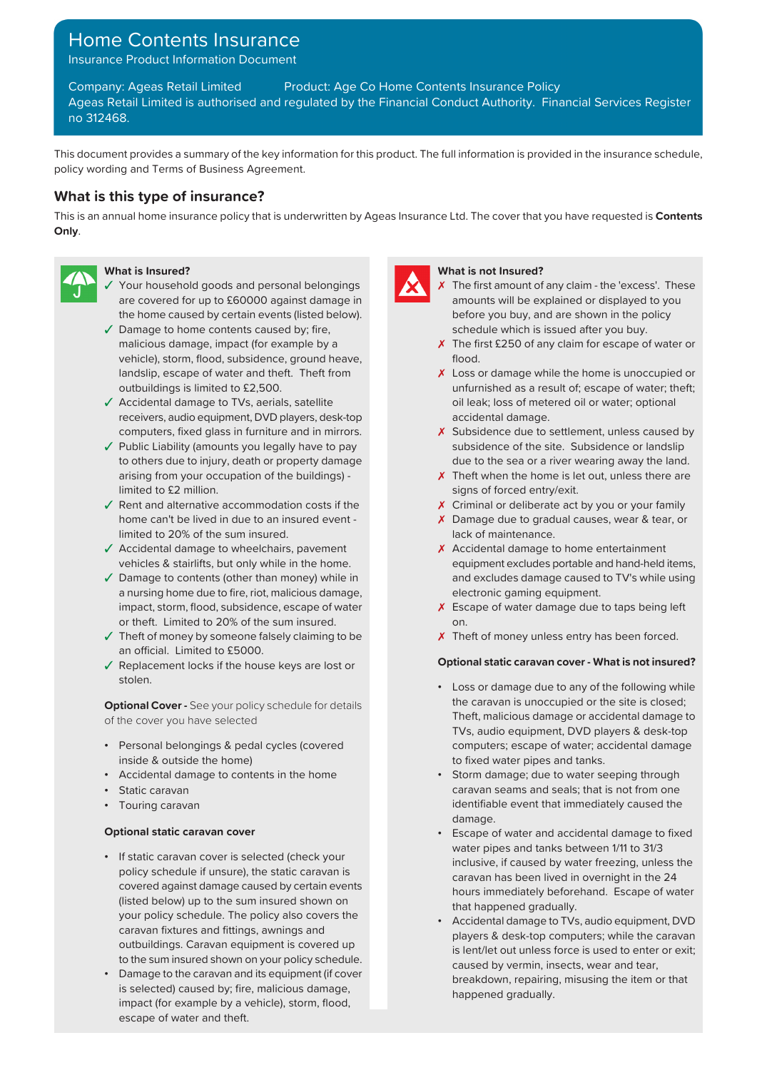# Home Contents Insurance

Insurance Product Information Document

Company: Ageas Retail Limited Product: Age Co Home Contents Insurance Policy

Ageas Retail Limited is authorised and regulated by the Financial Conduct Authority. Financial Services Register no 312468.

This document provides a summary of the key information for this product. The full information is provided in the insurance schedule, policy wording and Terms of Business Agreement.

## What is this type of insurance?

This is an annual home insurance policy that is underwritten by Ageas Insurance Ltd. The cover that you have requested is **Contents Only**.

### What is Insured?

- ✓ Your household goods and personal belongings are covered for up to £60000 against damage in the home caused by certain events (listed below).
- ✓ Damage to home contents caused by; fire, malicious damage, impact (for example by a vehicle), storm, flood, subsidence, ground heave, landslip, escape of water and theft. Theft from outbuildings is limited to £2,500.
- ✓ Accidental damage to TVs, aerials, satellite receivers, audio equipment, DVD players, desk-top computers, fixed glass in furniture and in mirrors.
- ✓ Public Liability (amounts you legally have to pay to others due to injury, death or property damage arising from your occupation of the buildings) - limited to £2 million.
- ✓ Rent and alternative accommodation costs if the home can't be lived in due to an insured event - limited to 20% of the sum insured.
- ✓ Accidental damage to wheelchairs, pavement vehicles & stairlifts, but only while in the home.
- ✓ Damage to contents (other than money) while in a nursing home due to fire, riot, malicious damage, impact, storm, flood, subsidence, escape of water or theft. Limited to 20% of the sum insured.
- ✓ Theft of money by someone falsely claiming to be an official. Limited to £5000.
- ✓ Replacement locks if the house keys are lost or stolen.

**Optional Cover -** See your policy schedule for details of the cover you have selected

- Personal belongings & pedal cycles (covered inside & outside the home)
- Accidental damage to contents in the home
- Static caravan
- Touring caravan

**Optional static caravan cover**

- If static caravan cover is selected (check your policy schedule if unsure), the static caravan is covered against damage caused by certain events (listed below) up to the sum insured shown on your policy schedule. The policy also covers the caravan fixtures and fittings, awnings and outbuildings. Caravan equipment is covered up to the sum insured shown on your policy schedule.
- Damage to the caravan and its equipment (if cover is selected) caused by; fire, malicious damage, impact (for example by a vehicle), storm, flood, escape of water and theft.

### What is not Insured?

- ✗ The first amount of any claim - the 'excess'. These amounts will be explained or displayed to you before you buy, and are shown in the policy schedule which is issued after you buy.
- ✗ The first £250 of any claim for escape of water or flood.
- ✗ Loss or damage while the home is unoccupied or unfurnished as a result of; escape of water; theft; oil leak; loss of metered oil or water; optional accidental damage.
- ✗ Subsidence due to settlement, unless caused by subsidence of the site. Subsidence or landslip due to the sea or a river wearing away the land.
- ✗ Theft when the home is let out, unless there are signs of forced entry/exit.
- ✗ Criminal or deliberate act by you or your family
- ✗ Damage due to gradual causes, wear & tear, or lack of maintenance.
- ✗ Accidental damage to home entertainment equipment excludes portable and hand-held items, and excludes damage caused to TV's while using electronic gaming equipment.
- ✗ Escape of water damage due to taps being left on.
- ✗ Theft of money unless entry has been forced.

**Optional static caravan cover - What is not insured?**

- Loss or damage due to any of the following while the caravan is unoccupied or the site is closed; Theft, malicious damage or accidental damage to TVs, audio equipment, DVD players & desk-top computers; escape of water; accidental damage to fixed water pipes and tanks.
- Storm damage; due to water seeping through caravan seams and seals; that is not from one identifiable event that immediately caused the damage.
- Escape of water and accidental damage to fixed water pipes and tanks between 1/11 to 31/3 inclusive, if caused by water freezing, unless the caravan has been lived in overnight in the 24 hours immediately beforehand. Escape of water that happened gradually.
- Accidental damage to TVs, audio equipment, DVD players & desk-top computers; while the caravan is lent/let out unless force is used to enter or exit; caused by vermin, insects, wear and tear, breakdown, repairing, misusing the item or that happened gradually.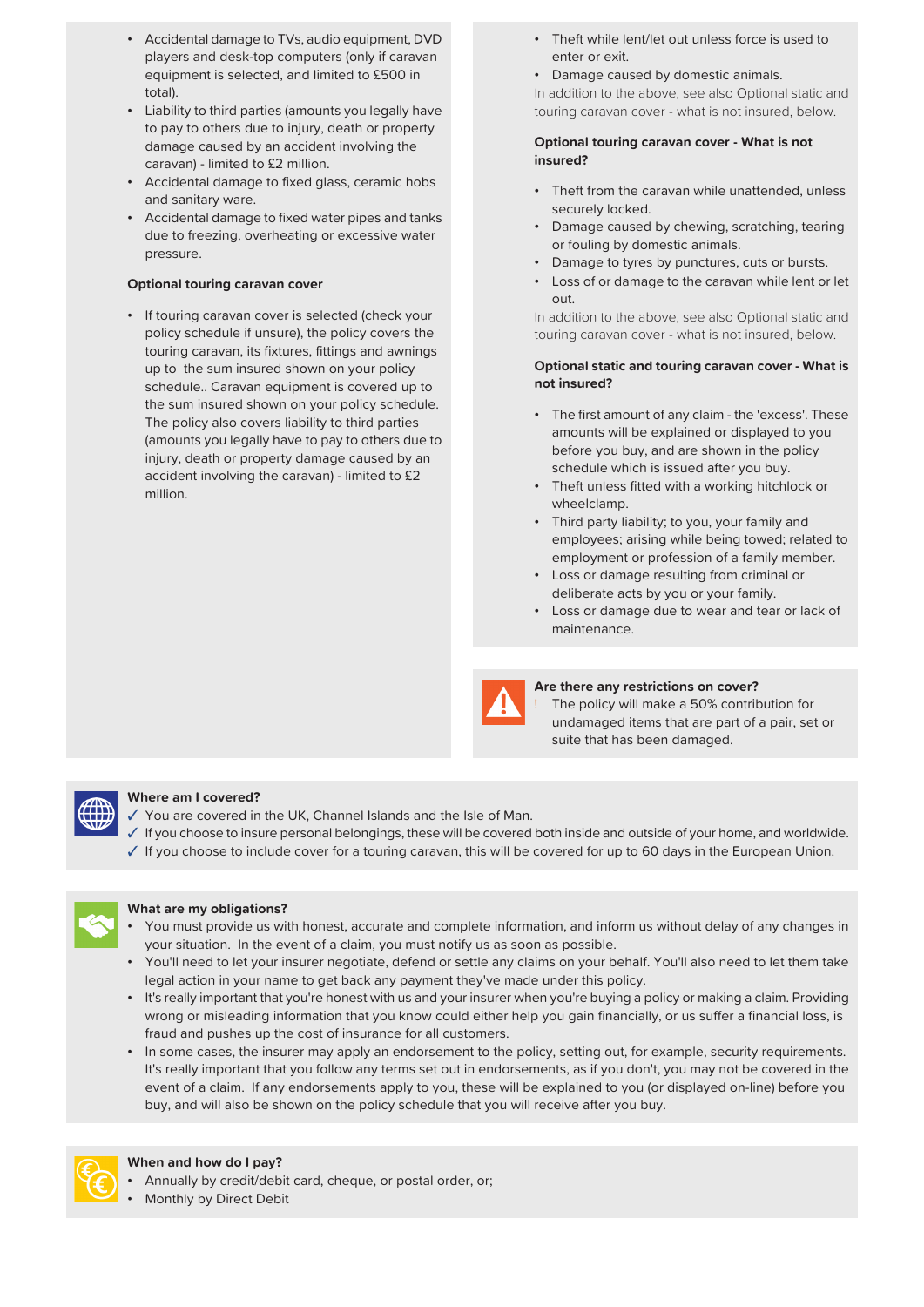- Accidental damage to TVs, audio equipment, DVD players and desk-top computers (only if caravan equipment is selected, and limited to £500 in total).
- Liability to third parties (amounts you legally have to pay to others due to injury, death or property damage caused by an accident involving the caravan) - limited to £2 million.
- Accidental damage to fixed glass, ceramic hobs and sanitary ware.
- Accidental damage to fixed water pipes and tanks due to freezing, overheating or excessive water pressure.

**Optional touring caravan cover**

- If touring caravan cover is selected (check your policy schedule if unsure), the policy covers the touring caravan, its fixtures, fittings and awnings up to the sum insured shown on your policy schedule.. Caravan equipment is covered up to the sum insured shown on your policy schedule. The policy also covers liability to third parties (amounts you legally have to pay to others due to injury, death or property damage caused by an accident involving the caravan) - limited to £2 million.

- Theft while lent/let out unless force is used to enter or exit.
- Damage caused by domestic animals.

In addition to the above, see also Optional static and touring caravan cover - what is not insured, below.

**Optional touring caravan cover - What is not insured?**

- Theft from the caravan while unattended, unless securely locked.
- Damage caused by chewing, scratching, tearing or fouling by domestic animals.
- Damage to tyres by punctures, cuts or bursts.
- Loss of or damage to the caravan while lent or let out.

In addition to the above, see also Optional static and touring caravan cover - what is not insured, below.

**Optional static and touring caravan cover - What is not insured?**

- The first amount of any claim - the 'excess'. These amounts will be explained or displayed to you before you buy, and are shown in the policy schedule which is issued after you buy.
- Theft unless fitted with a working hitchlock or wheelclamp.
- Third party liability; to you, your family and employees; arising while being towed; related to employment or profession of a family member.
- Loss or damage resulting from criminal or deliberate acts by you or your family.
- Loss or damage due to wear and tear or lack of maintenance.

**Are there any restrictions on cover?**

! The policy will make a 50% contribution for undamaged items that are part of a pair, set or suite that has been damaged.

**Where am I covered?**

✓ You are covered in the UK, Channel Islands and the Isle of Man.
✓ If you choose to insure personal belongings, these will be covered both inside and outside of your home, and worldwide.
✓ If you choose to include cover for a touring caravan, this will be covered for up to 60 days in the European Union.

**What are my obligations?**

- You must provide us with honest, accurate and complete information, and inform us without delay of any changes in your situation. In the event of a claim, you must notify us as soon as possible.
- You'll need to let your insurer negotiate, defend or settle any claims on your behalf. You'll also need to let them take legal action in your name to get back any payment they've made under this policy.
- It's really important that you're honest with us and your insurer when you're buying a policy or making a claim. Providing wrong or misleading information that you know could either help you gain financially, or us suffer a financial loss, is fraud and pushes up the cost of insurance for all customers.
- In some cases, the insurer may apply an endorsement to the policy, setting out, for example, security requirements. It's really important that you follow any terms set out in endorsements, as if you don't, you may not be covered in the event of a claim. If any endorsements apply to you, these will be explained to you (or displayed on-line) before you buy, and will also be shown on the policy schedule that you will receive after you buy.

**When and how do I pay?**

- Annually by credit/debit card, cheque, or postal order, or;
- Monthly by Direct Debit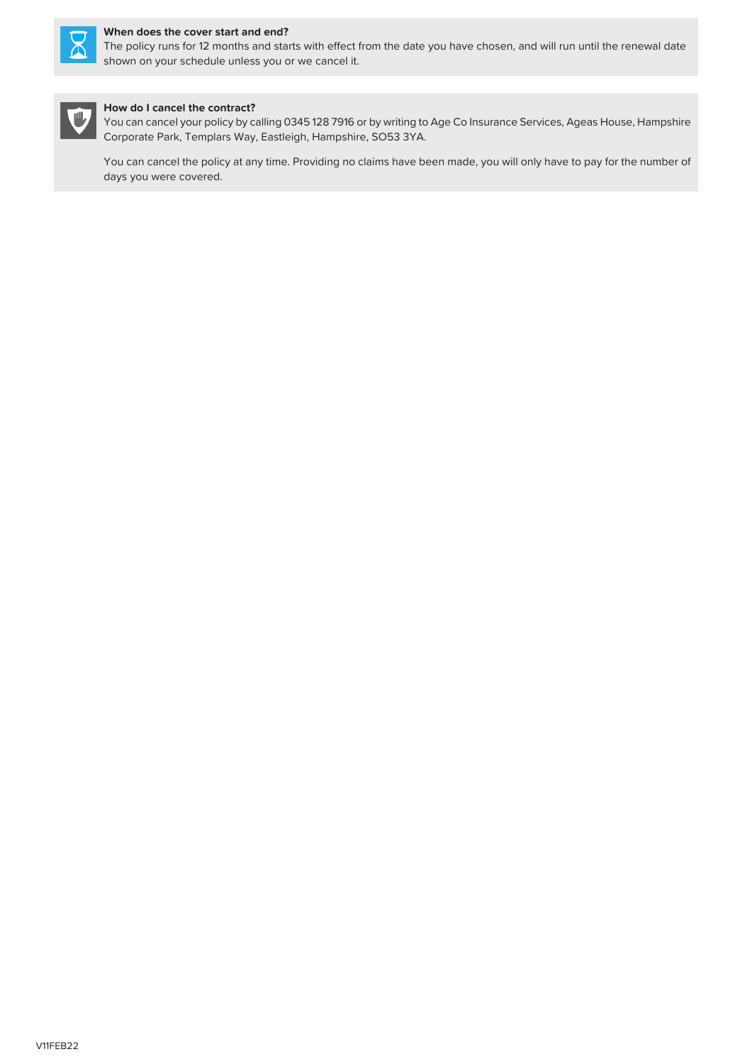**When does the cover start and end?**

The policy runs for 12 months and starts with effect from the date you have chosen, and will run until the renewal date shown on your schedule unless you or we cancel it.

**How do I cancel the contract?**

You can cancel your policy by calling 0345 128 7916 or by writing to Age Co Insurance Services, Ageas House, Hampshire Corporate Park, Templars Way, Eastleigh, Hampshire, SO53 3YA.

You can cancel the policy at any time. Providing no claims have been made, you will only have to pay for the number of days you were covered.

V11FEB22